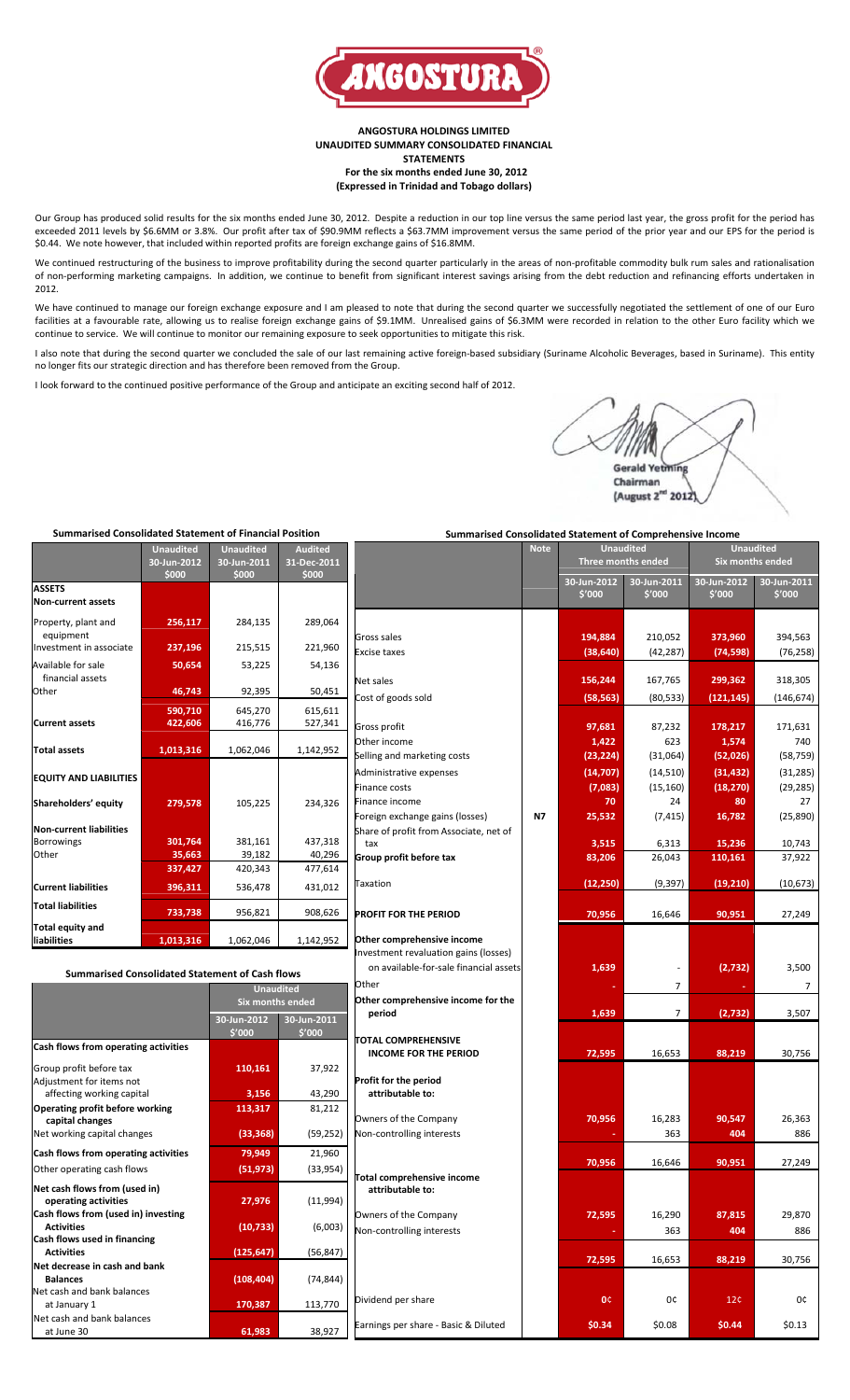# ANGOSTURA HOLDINGS LIMITED

## UNAUDITED SUMMARY CONSOLIDATED FINANCIAL STATEMENTS

### For the six months ended June 30, 2012

### (Expressed in Trinidad and Tobago dollars)

Our Group has produced solid results for the six months ended June 30, 2012. Despite a reduction in our top line versus the same period last year, the gross profit for the period has exceeded 2011 levels by $6.6MM or 3.8%. Our profit after tax of $90.9MM reflects a $63.7MM improvement versus the same period of the prior year and our EPS for the period is $0.44. We note however, that included within reported profits are foreign exchange gains of $16.8MM.

We continued restructuring of the business to improve profitability during the second quarter particularly in the areas of non-profitable commodity bulk rum sales and rationalisation of non-performing marketing campaigns. In addition, we continue to benefit from significant interest savings arising from the debt reduction and refinancing efforts undertaken in 2012.

We have continued to manage our foreign exchange exposure and I am pleased to note that during the second quarter we successfully negotiated the settlement of one of our Euro facilities at a favourable rate, allowing us to realise foreign exchange gains of $9.1MM. Unrealised gains of $6.3MM were recorded in relation to the other Euro facility which we continue to service. We will continue to monitor our remaining exposure to seek opportunities to mitigate this risk.

I also note that during the second quarter we concluded the sale of our last remaining active foreign-based subsidiary (Suriname Alcoholic Beverages, based in Suriname). This entity no longer fits our strategic direction and has therefore been removed from the Group.

I look forward to the continued positive performance of the Group and anticipate an exciting second half of 2012.

Gerald Yetming
Chairman
(August 2nd 2012)

### Summarised Consolidated Statement of Financial Position

| | Unaudited 30-Jun-2012 $000 | Unaudited 30-Jun-2011 $000 | Audited 31-Dec-2011 $000 |
|---|---|---|---|
| **ASSETS** | | | |
| **Non-current assets** | | | |
| Property, plant and equipment | 256,117 | 284,135 | 289,064 |
| Investment in associate | 237,196 | 215,515 | 221,960 |
| Available for sale financial assets | 50,654 | 53,225 | 54,136 |
| Other | 46,743 | 92,395 | 50,451 |
| | 590,710 | 645,270 | 615,611 |
| **Current assets** | 422,606 | 416,776 | 527,341 |
| **Total assets** | 1,013,316 | 1,062,046 | 1,142,952 |
| **EQUITY AND LIABILITIES** | | | |
| **Shareholders' equity** | 279,578 | 105,225 | 234,326 |
| **Non-current liabilities** | | | |
| Borrowings | 301,764 | 381,161 | 437,318 |
| Other | 35,663 | 39,182 | 40,296 |
| | 337,427 | 420,343 | 477,614 |
| **Current liabilities** | 396,311 | 536,478 | 431,012 |
| **Total liabilities** | 733,738 | 956,821 | 908,626 |
| **Total equity and liabilities** | 1,013,316 | 1,062,046 | 1,142,952 |

### Summarised Consolidated Statement of Cash Flows

| | Unaudited Six months ended 30-Jun-2012 $'000 | Unaudited Six months ended 30-Jun-2011 $'000 |
|---|---|---|
| **Cash flows from operating activities** | | |
| Group profit before tax | 110,161 | 37,922 |
| Adjustment for items not affecting working capital | 3,156 | 43,290 |
| **Operating profit before working capital changes** | 113,317 | 81,212 |
| Net working capital changes | (33,368) | (59,252) |
| **Cash flows from operating activities** | 79,949 | 21,960 |
| Other operating cash flows | (51,973) | (33,954) |
| **Net cash flows from (used in) operating activities** | 27,976 | (11,994) |
| **Cash flows from (used in) investing Activities** | (10,733) | (6,003) |
| **Cash flows used in financing Activities** | (125,647) | (56,847) |
| **Net decrease in cash and bank Balances** | (108,404) | (74,844) |
| Net cash and bank balances at January 1 | 170,387 | 113,770 |
| Net cash and bank balances at June 30 | 61,983 | 38,927 |

### Summarised Consolidated Statement of Comprehensive Income

| | Note | Unaudited Three months ended 30-Jun-2012 $'000 | Unaudited Three months ended 30-Jun-2011 $'000 | Unaudited Six months ended 30-Jun-2012 $'000 | Unaudited Six months ended 30-Jun-2011 $'000 |
|---|---|---|---|---|---|
| Gross sales | | 194,884 | 210,052 | 373,960 | 394,563 |
| Excise taxes | | (38,640) | (42,287) | (74,598) | (76,258) |
| Net sales | | 156,244 | 167,765 | 299,362 | 318,305 |
| Cost of goods sold | | (58,563) | (80,533) | (121,145) | (146,674) |
| Gross profit | | 97,681 | 87,232 | 178,217 | 171,631 |
| Other income | | 1,422 | 623 | 1,574 | 740 |
| Selling and marketing costs | | (23,224) | (31,064) | (52,026) | (58,759) |
| Administrative expenses | | (14,707) | (14,510) | (31,432) | (31,285) |
| Finance costs | | (7,083) | (15,160) | (18,270) | (29,285) |
| Finance income | | 70 | 24 | 80 | 27 |
| Foreign exchange gains (losses) | N7 | 25,532 | (7,415) | 16,782 | (25,890) |
| Share of profit from Associate, net of tax | | 3,515 | 6,313 | 15,236 | 10,743 |
| **Group profit before tax** | | 83,206 | 26,043 | 110,161 | 37,922 |
| Taxation | | (12,250) | (9,397) | (19,210) | (10,673) |
| **PROFIT FOR THE PERIOD** | | 70,956 | 16,646 | 90,951 | 27,249 |
| **Other comprehensive income** | | | | | |
| Investment revaluation gains (losses) on available-for-sale financial assets | | 1,639 | - | (2,732) | 3,500 |
| Other | | - | 7 | - | 7 |
| **Other comprehensive income for the period** | | 1,639 | 7 | (2,732) | 3,507 |
| **TOTAL COMPREHENSIVE INCOME FOR THE PERIOD** | | 72,595 | 16,653 | 88,219 | 30,756 |
| **Profit for the period attributable to:** | | | | | |
| Owners of the Company | | 70,956 | 16,283 | 90,547 | 26,363 |
| Non-controlling interests | | - | 363 | 404 | 886 |
| | | 70,956 | 16,646 | 90,951 | 27,249 |
| **Total comprehensive income attributable to:** | | | | | |
| Owners of the Company | | 72,595 | 16,290 | 87,815 | 29,870 |
| Non-controlling interests | | - | 363 | 404 | 886 |
| | | 72,595 | 16,653 | 88,219 | 30,756 |
| Dividend per share | | 0¢ | 0¢ | 12¢ | 0¢ |
| Earnings per share - Basic & Diluted | | $0.34 | $0.08 | $0.44 | $0.13 |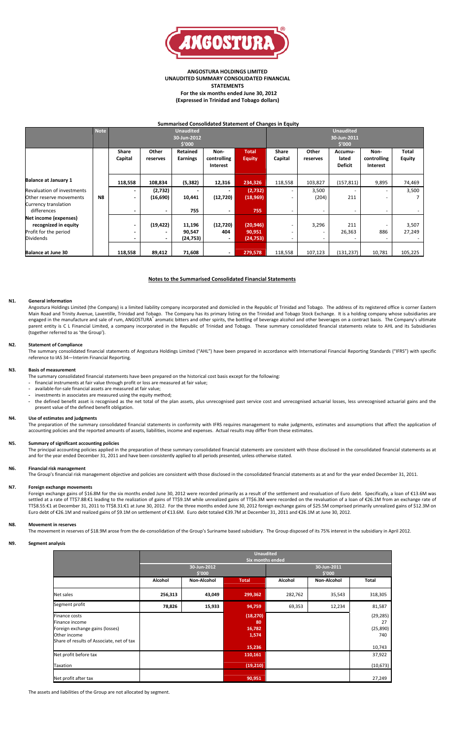# ANGOSTURA HOLDINGS LIMITED
## UNAUDITED SUMMARY CONSOLIDATED FINANCIAL STATEMENTS
### For the six months ended June 30, 2012
### (Expressed in Trinidad and Tobago dollars)

**Summarised Consolidated Statement of Changes in Equity**

| | Note | Unaudited 30-Jun-2012 $'000 | | | | | Unaudited 30-Jun-2011 $'000 | | | | |
|---|---|---|---|---|---|---|---|---|---|---|---|
| | | Share Capital | Other reserves | Retained Earnings | Non-controlling Interest | Total Equity | Share Capital | Other reserves | Accumulated Deficit | Non-controlling Interest | Total Equity |
| **Balance at January 1** | | 118,558 | 108,834 | (5,382) | 12,316 | 234,326 | 118,558 | 103,827 | (157,811) | 9,895 | 74,469 |
| Revaluation of investments | | - | (2,732) | - | - | (2,732) | - | 3,500 | - | - | 3,500 |
| Other reserve movements | N8 | - | (16,690) | 10,441 | (12,720) | (18,969) | - | (204) | 211 | - | 7 |
| Currency translation differences | | - | - | 755 | - | 755 | - | - | - | - | - |
| **Net income (expenses) recognized in equity** | | - | (19,422) | 11,196 | (12,720) | (20,946) | - | 3,296 | 211 | - | 3,507 |
| Profit for the period | | - | - | 90,547 | 404 | 90,951 | - | - | 26,363 | 886 | 27,249 |
| Dividends | | - | - | (24,753) | - | (24,753) | - | - | - | - | - |
| **Balance at June 30** | | 118,558 | 89,412 | 71,608 | - | 279,578 | 118,558 | 107,123 | (131,237) | 10,781 | 105,225 |

## Notes to the Summarised Consolidated Financial Statements

**N1. General information**

Angostura Holdings Limited (the Company) is a limited liability company incorporated and domiciled in the Republic of Trinidad and Tobago. The address of its registered office is corner Eastern Main Road and Trinity Avenue, Laventille, Trinidad and Tobago. The Company has its primary listing on the Trinidad and Tobago Stock Exchange. It is a holding company whose subsidiaries are engaged in the manufacture and sale of rum, ANGOSTURA® aromatic bitters and other spirits, the bottling of beverage alcohol and other beverages on a contract basis. The Company's ultimate parent entity is C L Financial Limited, a company incorporated in the Republic of Trinidad and Tobago. These summary consolidated financial statements relate to AHL and its Subsidiaries (together referred to as 'the Group').

**N2. Statement of Compliance**

The summary consolidated financial statements of Angostura Holdings Limited ("AHL") have been prepared in accordance with International Financial Reporting Standards ("IFRS") with specific reference to IAS 34—Interim Financial Reporting.

**N3. Basis of measurement**

The summary consolidated financial statements have been prepared on the historical cost basis except for the following:

- financial instruments at fair value through profit or loss are measured at fair value;
- available-for-sale financial assets are measured at fair value;
- investments in associates are measured using the equity method;
- the defined benefit asset is recognised as the net total of the plan assets, plus unrecognised past service cost and unrecognised actuarial losses, less unrecognised actuarial gains and the present value of the defined benefit obligation.

**N4. Use of estimates and judgments**

The preparation of the summary consolidated financial statements in conformity with IFRS requires management to make judgments, estimates and assumptions that affect the application of accounting policies and the reported amounts of assets, liabilities, income and expenses. Actual results may differ from these estimates.

**N5. Summary of significant accounting policies**

The principal accounting policies applied in the preparation of these summary consolidated financial statements are consistent with those disclosed in the consolidated financial statements as at and for the year ended December 31, 2011 and have been consistently applied to all periods presented, unless otherwise stated.

**N6. Financial risk management**

The Group's financial risk management objective and policies are consistent with those disclosed in the consolidated financial statements as at and for the year ended December 31, 2011.

**N7. Foreign exchange movements**

Foreign exchange gains of $16.8M for the six months ended June 30, 2012 were recorded primarily as a result of the settlement and revaluation of Euro debt. Specifically, a loan of €13.6M was settled at a rate of TT$7.88:€1 leading to the realization of gains of TT$9.1M while unrealized gains of TT$6.3M were recorded on the revaluation of a loan of €26.1M from an exchange rate of TT$8.55:€1 at December 31, 2011 to TT$8.31:€1 at June 30, 2012. For the three months ended June 30, 2012 foreign exchange gains of $25.5M comprised primarily unrealized gains of $12.3M on Euro debt of €26.1M and realized gains of $9.1M on settlement of €13.6M. Euro debt totaled €39.7M at December 31, 2011 and €26.1M at June 30, 2012.

**N8. Movement in reserves**

The movement in reserves of $18.9M arose from the de-consolidation of the Group's Suriname based subsidiary. The Group disposed of its 75% interest in the subsidiary in April 2012.

**N9. Segment analysis**

| | Unaudited Six months ended | | | | | |
|---|---|---|---|---|---|---|
| | 30-Jun-2012 $'000 | | | 30-Jun-2011 $'000 | | |
| | Alcohol | Non-Alcohol | Total | Alcohol | Non-Alcohol | Total |
| Net sales | 256,313 | 43,049 | 299,362 | 282,762 | 35,543 | 318,305 |
| Segment profit | 78,826 | 15,933 | 94,759 | 69,353 | 12,234 | 81,587 |
| Finance costs | | | (18,270) | | | (29,285) |
| Finance income | | | 80 | | | 27 |
| Foreign exchange gains (losses) | | | 16,782 | | | (25,890) |
| Other income | | | 1,574 | | | 740 |
| Share of results of Associate, net of tax | | | 15,236 | | | 10,743 |
| Net profit before tax | | | 110,161 | | | 37,922 |
| Taxation | | | (19,210) | | | (10,673) |
| Net profit after tax | | | 90,951 | | | 27,249 |

The assets and liabilities of the Group are not allocated by segment.